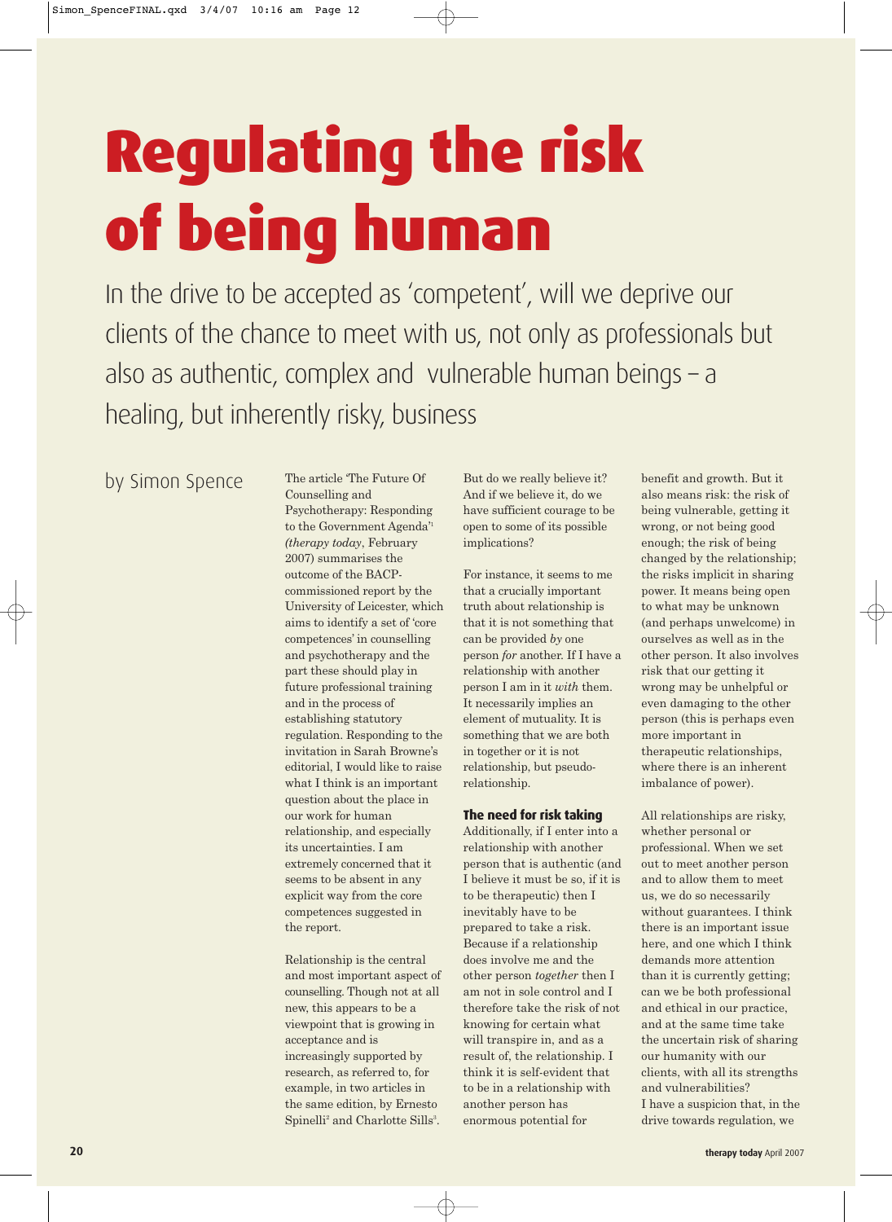# Regulating the risk of being human

In the drive to be accepted as 'competent', will we deprive our clients of the chance to meet with us, not only as professionals but also as authentic, complex and vulnerable human beings – a healing, but inherently risky, business

by Simon Spence

The article 'The Future Of Counselling and Psychotherapy: Responding to the Government Agenda'[1] *(therapy today*, February 2007) summarises the outcome of the BACP-commissioned report by the University of Leicester, which aims to identify a set of 'core competences' in counselling and psychotherapy and the part these should play in future professional training and in the process of establishing statutory regulation. Responding to the invitation in Sarah Browne's editorial, I would like to raise what I think is an important question about the place in our work for human relationship, and especially its uncertainties. I am extremely concerned that it seems to be absent in any explicit way from the core competences suggested in the report.

Relationship is the central and most important aspect of counselling. Though not at all new, this appears to be a viewpoint that is growing in acceptance and is increasingly supported by research, as referred to, for example, in two articles in the same edition, by Ernesto Spinelli[2] and Charlotte Sills[3]. But do we really believe it? And if we believe it, do we have sufficient courage to be open to some of its possible implications?

For instance, it seems to me that a crucially important truth about relationship is that it is not something that can be provided *by* one person *for* another. If I have a relationship with another person I am in it *with* them. It necessarily implies an element of mutuality. It is something that we are both in together or it is not relationship, but pseudo-relationship.

### The need for risk taking

Additionally, if I enter into a relationship with another person that is authentic (and I believe it must be so, if it is to be therapeutic) then I inevitably have to be prepared to take a risk. Because if a relationship does involve me and the other person *together* then I am not in sole control and I therefore take the risk of not knowing for certain what will transpire in, and as a result of, the relationship. I think it is self-evident that to be in a relationship with another person has enormous potential for benefit and growth. But it also means risk: the risk of being vulnerable, getting it wrong, or not being good enough; the risk of being changed by the relationship; the risks implicit in sharing power. It means being open to what may be unknown (and perhaps unwelcome) in ourselves as well as in the other person. It also involves risk that our getting it wrong may be unhelpful or even damaging to the other person (this is perhaps even more important in therapeutic relationships, where there is an inherent imbalance of power).

All relationships are risky, whether personal or professional. When we set out to meet another person and to allow them to meet us, we do so necessarily without guarantees. I think there is an important issue here, and one which I think demands more attention than it is currently getting; can we be both professional and ethical in our practice, and at the same time take the uncertain risk of sharing our humanity with our clients, with all its strengths and vulnerabilities?
I have a suspicion that, in the drive towards regulation, we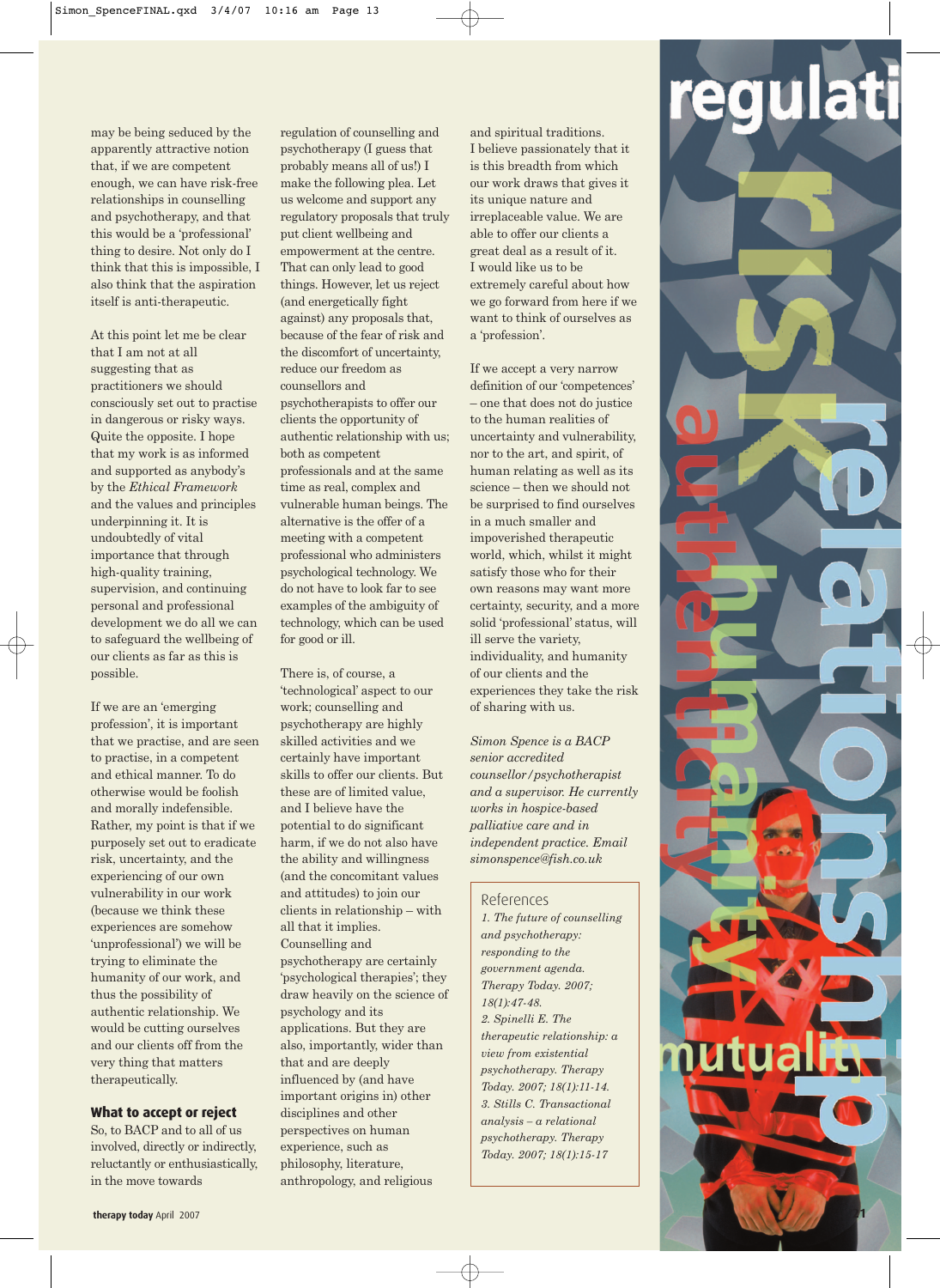may be being seduced by the apparently attractive notion that, if we are competent enough, we can have risk-free relationships in counselling and psychotherapy, and that this would be a 'professional' thing to desire. Not only do I think that this is impossible, I also think that the aspiration itself is anti-therapeutic.

At this point let me be clear that I am not at all suggesting that as practitioners we should consciously set out to practise in dangerous or risky ways. Quite the opposite. I hope that my work is as informed and supported as anybody's by the *Ethical Framework* and the values and principles underpinning it. It is undoubtedly of vital importance that through high-quality training, supervision, and continuing personal and professional development we do all we can to safeguard the wellbeing of our clients as far as this is possible.

If we are an 'emerging profession', it is important that we practise, and are seen to practise, in a competent and ethical manner. To do otherwise would be foolish and morally indefensible. Rather, my point is that if we purposely set out to eradicate risk, uncertainty, and the experiencing of our own vulnerability in our work (because we think these experiences are somehow 'unprofessional') we will be trying to eliminate the humanity of our work, and thus the possibility of authentic relationship. We would be cutting ourselves and our clients off from the very thing that matters therapeutically.

### What to accept or reject

So, to BACP and to all of us involved, directly or indirectly, reluctantly or enthusiastically, in the move towards regulation of counselling and psychotherapy (I guess that probably means all of us!) I make the following plea. Let us welcome and support any regulatory proposals that truly put client wellbeing and empowerment at the centre. That can only lead to good things. However, let us reject (and energetically fight against) any proposals that, because of the fear of risk and the discomfort of uncertainty, reduce our freedom as counsellors and psychotherapists to offer our clients the opportunity of authentic relationship with us; both as competent professionals and at the same time as real, complex and vulnerable human beings. The alternative is the offer of a meeting with a competent professional who administers psychological technology. We do not have to look far to see examples of the ambiguity of technology, which can be used for good or ill.

There is, of course, a 'technological' aspect to our work; counselling and psychotherapy are highly skilled activities and we certainly have important skills to offer our clients. But these are of limited value, and I believe have the potential to do significant harm, if we do not also have the ability and willingness (and the concomitant values and attitudes) to join our clients in relationship – with all that it implies. Counselling and psychotherapy are certainly 'psychological therapies'; they draw heavily on the science of psychology and its applications. But they are also, importantly, wider than that and are deeply influenced by (and have important origins in) other disciplines and other perspectives on human experience, such as philosophy, literature, anthropology, and religious and spiritual traditions. I believe passionately that it is this breadth from which our work draws that gives it its unique nature and irreplaceable value. We are able to offer our clients a great deal as a result of it. I would like us to be extremely careful about how we go forward from here if we want to think of ourselves as a 'profession'.

If we accept a very narrow definition of our 'competences' – one that does not do justice to the human realities of uncertainty and vulnerability, nor to the art, and spirit, of human relating as well as its science – then we should not be surprised to find ourselves in a much smaller and impoverished therapeutic world, which, whilst it might satisfy those who for their own reasons may want more certainty, security, and a more solid 'professional' status, will ill serve the variety, individuality, and humanity of our clients and the experiences they take the risk of sharing with us.

*Simon Spence is a BACP senior accredited counsellor/psychotherapist and a supervisor. He currently works in hospice-based palliative care and in independent practice. Email simonspence@fish.co.uk*

### References

1. *The future of counselling and psychotherapy: responding to the government agenda. Therapy Today. 2007; 18(1):47-48.*
2. *Spinelli E. The therapeutic relationship: a view from existential psychotherapy. Therapy Today. 2007; 18(1):11-14.*
3. *Stills C. Transactional analysis – a relational psychotherapy. Therapy Today. 2007; 18(1):15-17*